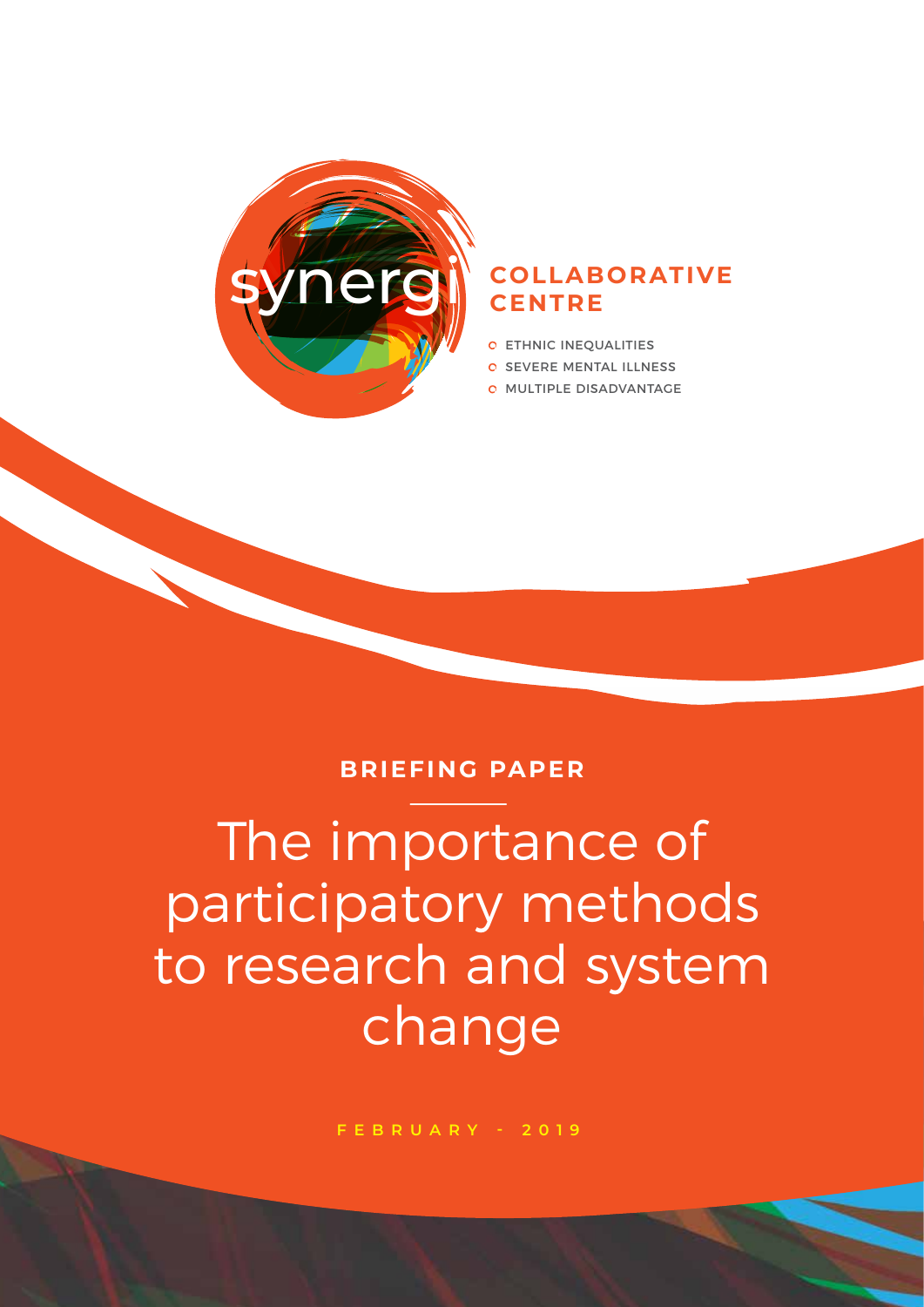synergi

**COLLABORATIVE CENTRE**

- ETHNIC INEQUALITIES
- SEVERE MENTAL ILLNESS
- MULTIPLE DISADVANTAGE

**BRIEFING PAPER**

# The importance of participatory methods to research and system change

FEBRUARY - 2019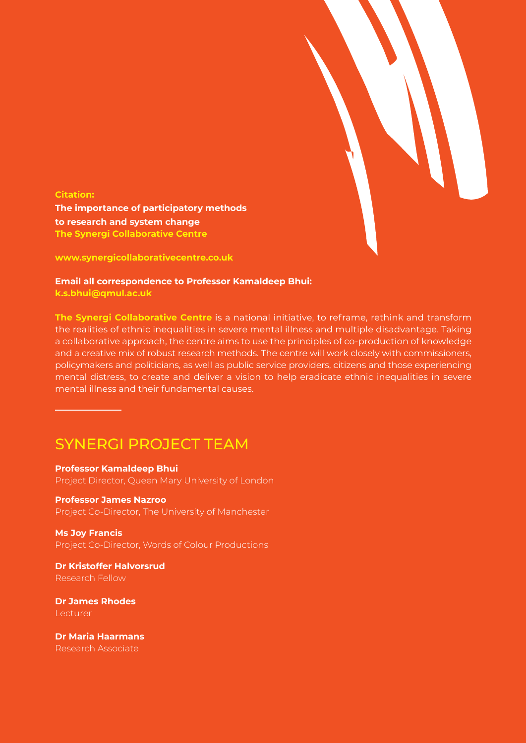**Citation:**

**The importance of participatory methods to research and system change**
**The Synergi Collaborative Centre**

**www.synergicollaborativecentre.co.uk**

**Email all correspondence to Professor Kamaldeep Bhui:**
**k.s.bhui@qmul.ac.uk**

**The Synergi Collaborative Centre** is a national initiative, to reframe, rethink and transform the realities of ethnic inequalities in severe mental illness and multiple disadvantage. Taking a collaborative approach, the centre aims to use the principles of co-production of knowledge and a creative mix of robust research methods. The centre will work closely with commissioners, policymakers and politicians, as well as public service providers, citizens and those experiencing mental distress, to create and deliver a vision to help eradicate ethnic inequalities in severe mental illness and their fundamental causes.

## SYNERGI PROJECT TEAM

**Professor Kamaldeep Bhui**
Project Director, Queen Mary University of London

**Professor James Nazroo**
Project Co-Director, The University of Manchester

**Ms Joy Francis**
Project Co-Director, Words of Colour Productions

**Dr Kristoffer Halvorsrud**
Research Fellow

**Dr James Rhodes**
Lecturer

**Dr Maria Haarmans**
Research Associate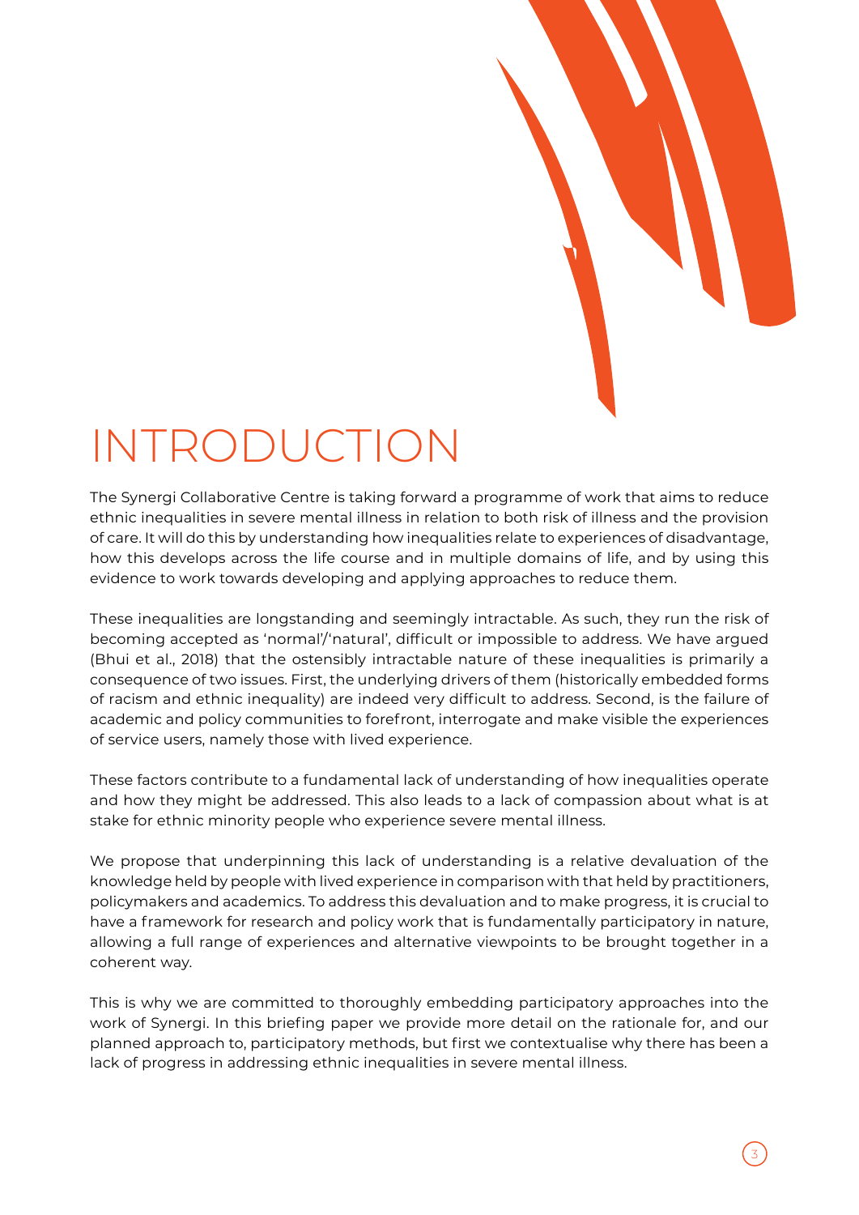# INTRODUCTION

The Synergi Collaborative Centre is taking forward a programme of work that aims to reduce ethnic inequalities in severe mental illness in relation to both risk of illness and the provision of care. It will do this by understanding how inequalities relate to experiences of disadvantage, how this develops across the life course and in multiple domains of life, and by using this evidence to work towards developing and applying approaches to reduce them.

These inequalities are longstanding and seemingly intractable. As such, they run the risk of becoming accepted as 'normal'/'natural', difficult or impossible to address. We have argued (Bhui et al., 2018) that the ostensibly intractable nature of these inequalities is primarily a consequence of two issues. First, the underlying drivers of them (historically embedded forms of racism and ethnic inequality) are indeed very difficult to address. Second, is the failure of academic and policy communities to forefront, interrogate and make visible the experiences of service users, namely those with lived experience.

These factors contribute to a fundamental lack of understanding of how inequalities operate and how they might be addressed. This also leads to a lack of compassion about what is at stake for ethnic minority people who experience severe mental illness.

We propose that underpinning this lack of understanding is a relative devaluation of the knowledge held by people with lived experience in comparison with that held by practitioners, policymakers and academics. To address this devaluation and to make progress, it is crucial to have a framework for research and policy work that is fundamentally participatory in nature, allowing a full range of experiences and alternative viewpoints to be brought together in a coherent way.

This is why we are committed to thoroughly embedding participatory approaches into the work of Synergi. In this briefing paper we provide more detail on the rationale for, and our planned approach to, participatory methods, but first we contextualise why there has been a lack of progress in addressing ethnic inequalities in severe mental illness.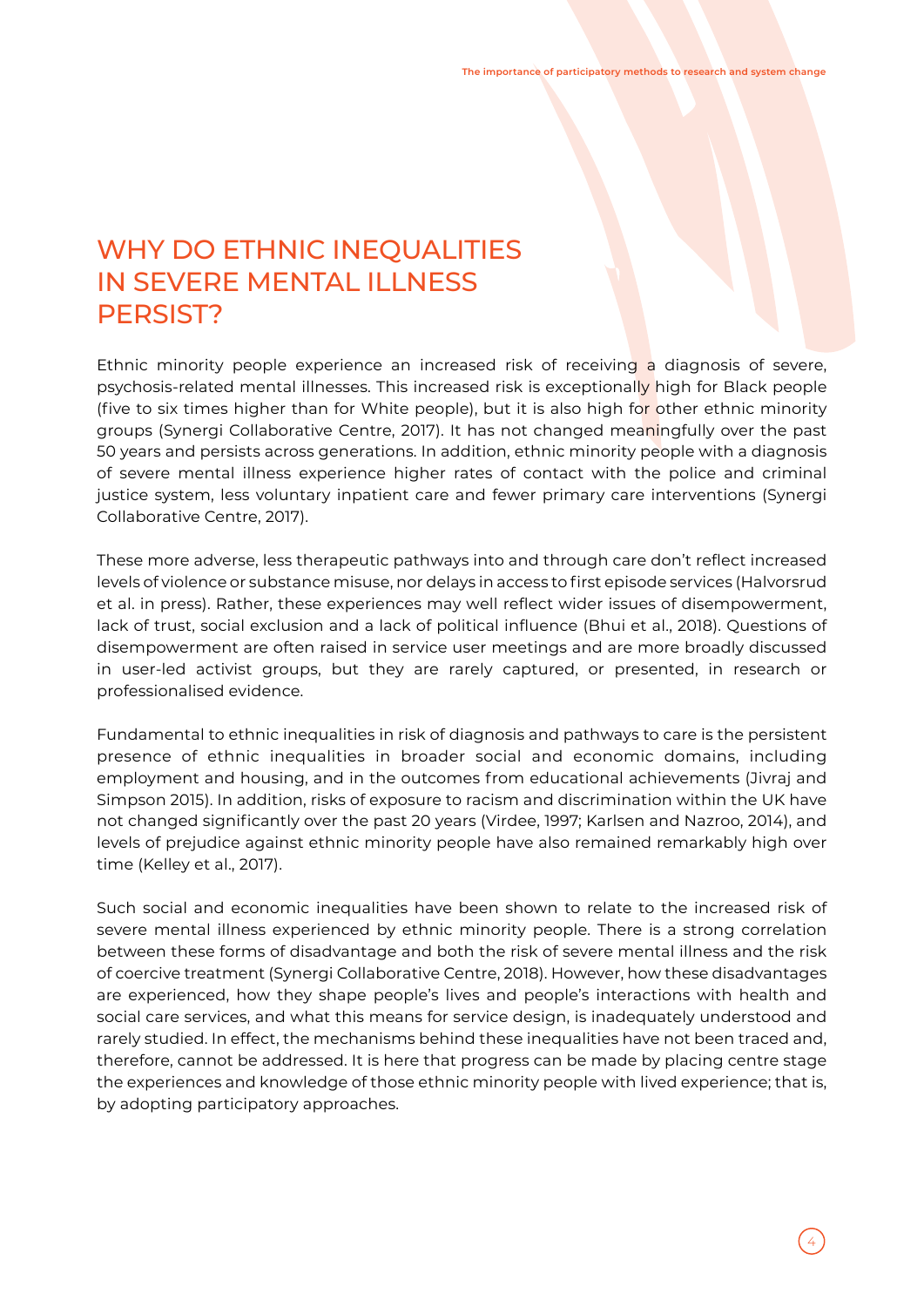# WHY DO ETHNIC INEQUALITIES IN SEVERE MENTAL ILLNESS PERSIST?

Ethnic minority people experience an increased risk of receiving a diagnosis of severe, psychosis-related mental illnesses. This increased risk is exceptionally high for Black people (five to six times higher than for White people), but it is also high for other ethnic minority groups (Synergi Collaborative Centre, 2017). It has not changed meaningfully over the past 50 years and persists across generations. In addition, ethnic minority people with a diagnosis of severe mental illness experience higher rates of contact with the police and criminal justice system, less voluntary inpatient care and fewer primary care interventions (Synergi Collaborative Centre, 2017).

These more adverse, less therapeutic pathways into and through care don't reflect increased levels of violence or substance misuse, nor delays in access to first episode services (Halvorsrud et al. in press). Rather, these experiences may well reflect wider issues of disempowerment, lack of trust, social exclusion and a lack of political influence (Bhui et al., 2018). Questions of disempowerment are often raised in service user meetings and are more broadly discussed in user-led activist groups, but they are rarely captured, or presented, in research or professionalised evidence.

Fundamental to ethnic inequalities in risk of diagnosis and pathways to care is the persistent presence of ethnic inequalities in broader social and economic domains, including employment and housing, and in the outcomes from educational achievements (Jivraj and Simpson 2015). In addition, risks of exposure to racism and discrimination within the UK have not changed significantly over the past 20 years (Virdee, 1997; Karlsen and Nazroo, 2014), and levels of prejudice against ethnic minority people have also remained remarkably high over time (Kelley et al., 2017).

Such social and economic inequalities have been shown to relate to the increased risk of severe mental illness experienced by ethnic minority people. There is a strong correlation between these forms of disadvantage and both the risk of severe mental illness and the risk of coercive treatment (Synergi Collaborative Centre, 2018). However, how these disadvantages are experienced, how they shape people's lives and people's interactions with health and social care services, and what this means for service design, is inadequately understood and rarely studied. In effect, the mechanisms behind these inequalities have not been traced and, therefore, cannot be addressed. It is here that progress can be made by placing centre stage the experiences and knowledge of those ethnic minority people with lived experience; that is, by adopting participatory approaches.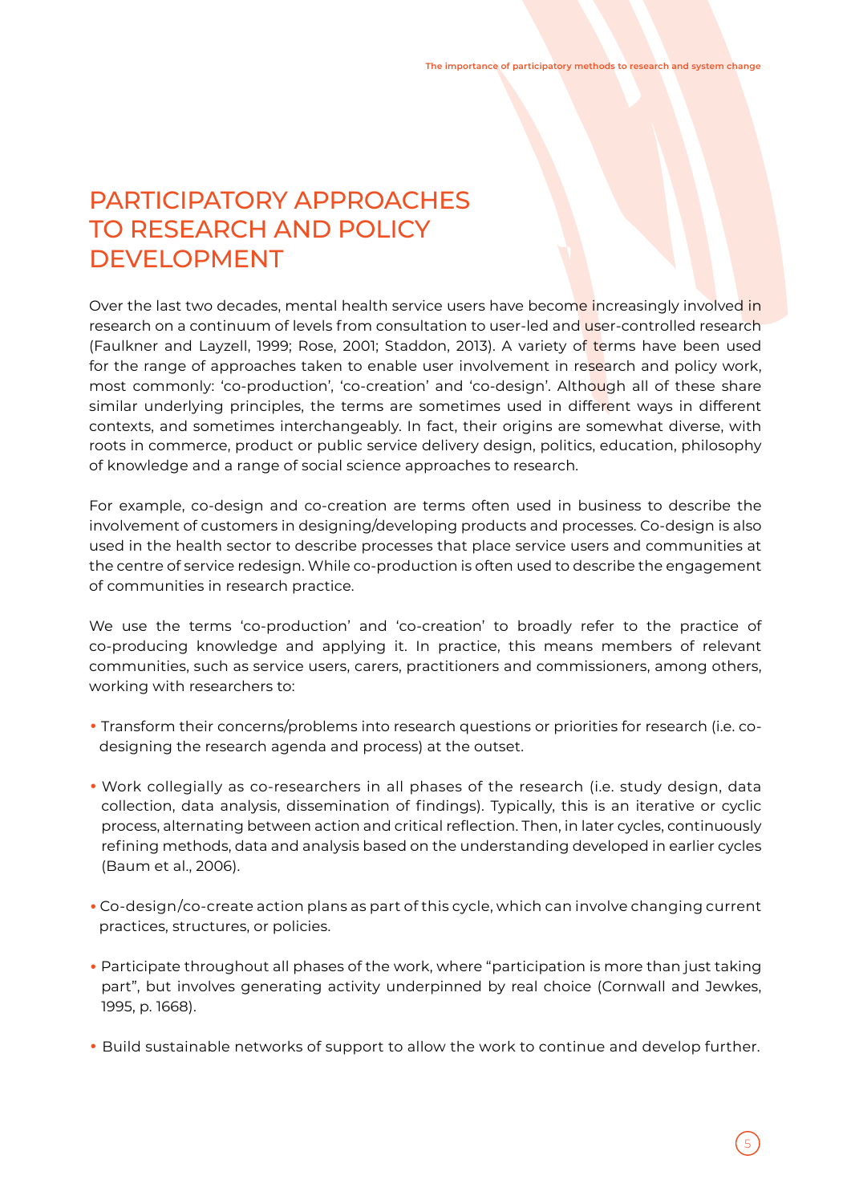# PARTICIPATORY APPROACHES TO RESEARCH AND POLICY DEVELOPMENT

Over the last two decades, mental health service users have become increasingly involved in research on a continuum of levels from consultation to user-led and user-controlled research (Faulkner and Layzell, 1999; Rose, 2001; Staddon, 2013). A variety of terms have been used for the range of approaches taken to enable user involvement in research and policy work, most commonly: 'co-production', 'co-creation' and 'co-design'. Although all of these share similar underlying principles, the terms are sometimes used in different ways in different contexts, and sometimes interchangeably. In fact, their origins are somewhat diverse, with roots in commerce, product or public service delivery design, politics, education, philosophy of knowledge and a range of social science approaches to research.

For example, co-design and co-creation are terms often used in business to describe the involvement of customers in designing/developing products and processes. Co-design is also used in the health sector to describe processes that place service users and communities at the centre of service redesign. While co-production is often used to describe the engagement of communities in research practice.

We use the terms 'co-production' and 'co-creation' to broadly refer to the practice of co-producing knowledge and applying it. In practice, this means members of relevant communities, such as service users, carers, practitioners and commissioners, among others, working with researchers to:

- Transform their concerns/problems into research questions or priorities for research (i.e. co-designing the research agenda and process) at the outset.
- Work collegially as co-researchers in all phases of the research (i.e. study design, data collection, data analysis, dissemination of findings). Typically, this is an iterative or cyclic process, alternating between action and critical reflection. Then, in later cycles, continuously refining methods, data and analysis based on the understanding developed in earlier cycles (Baum et al., 2006).
- Co-design/co-create action plans as part of this cycle, which can involve changing current practices, structures, or policies.
- Participate throughout all phases of the work, where "participation is more than just taking part", but involves generating activity underpinned by real choice (Cornwall and Jewkes, 1995, p. 1668).
- Build sustainable networks of support to allow the work to continue and develop further.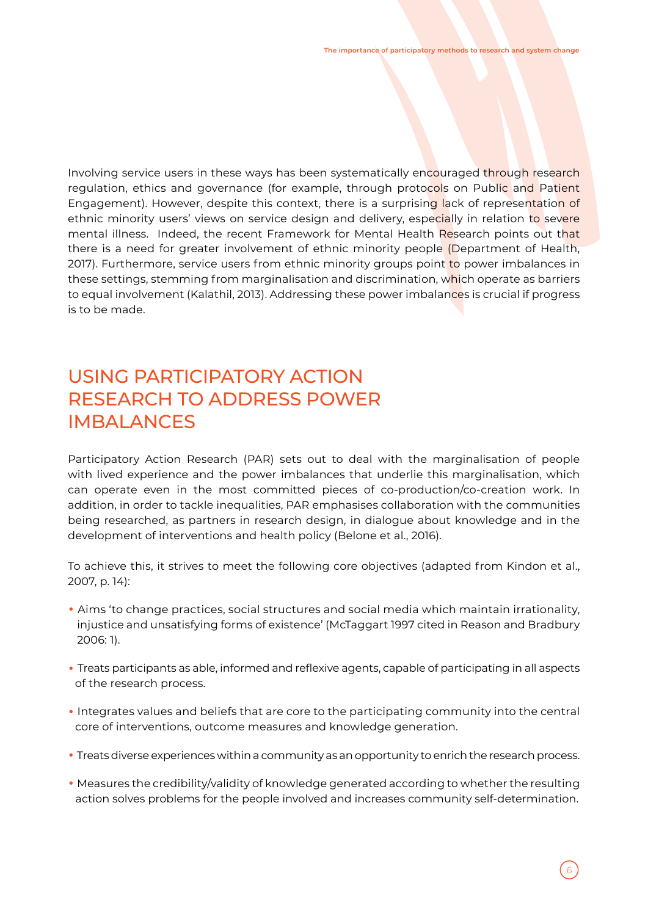Involving service users in these ways has been systematically encouraged through research regulation, ethics and governance (for example, through protocols on Public and Patient Engagement). However, despite this context, there is a surprising lack of representation of ethnic minority users' views on service design and delivery, especially in relation to severe mental illness. Indeed, the recent Framework for Mental Health Research points out that there is a need for greater involvement of ethnic minority people (Department of Health, 2017). Furthermore, service users from ethnic minority groups point to power imbalances in these settings, stemming from marginalisation and discrimination, which operate as barriers to equal involvement (Kalathil, 2013). Addressing these power imbalances is crucial if progress is to be made.

## USING PARTICIPATORY ACTION RESEARCH TO ADDRESS POWER IMBALANCES

Participatory Action Research (PAR) sets out to deal with the marginalisation of people with lived experience and the power imbalances that underlie this marginalisation, which can operate even in the most committed pieces of co-production/co-creation work. In addition, in order to tackle inequalities, PAR emphasises collaboration with the communities being researched, as partners in research design, in dialogue about knowledge and in the development of interventions and health policy (Belone et al., 2016).

To achieve this, it strives to meet the following core objectives (adapted from Kindon et al., 2007, p. 14):

- Aims 'to change practices, social structures and social media which maintain irrationality, injustice and unsatisfying forms of existence' (McTaggart 1997 cited in Reason and Bradbury 2006: 1).
- Treats participants as able, informed and reflexive agents, capable of participating in all aspects of the research process.
- Integrates values and beliefs that are core to the participating community into the central core of interventions, outcome measures and knowledge generation.
- Treats diverse experiences within a community as an opportunity to enrich the research process.
- Measures the credibility/validity of knowledge generated according to whether the resulting action solves problems for the people involved and increases community self-determination.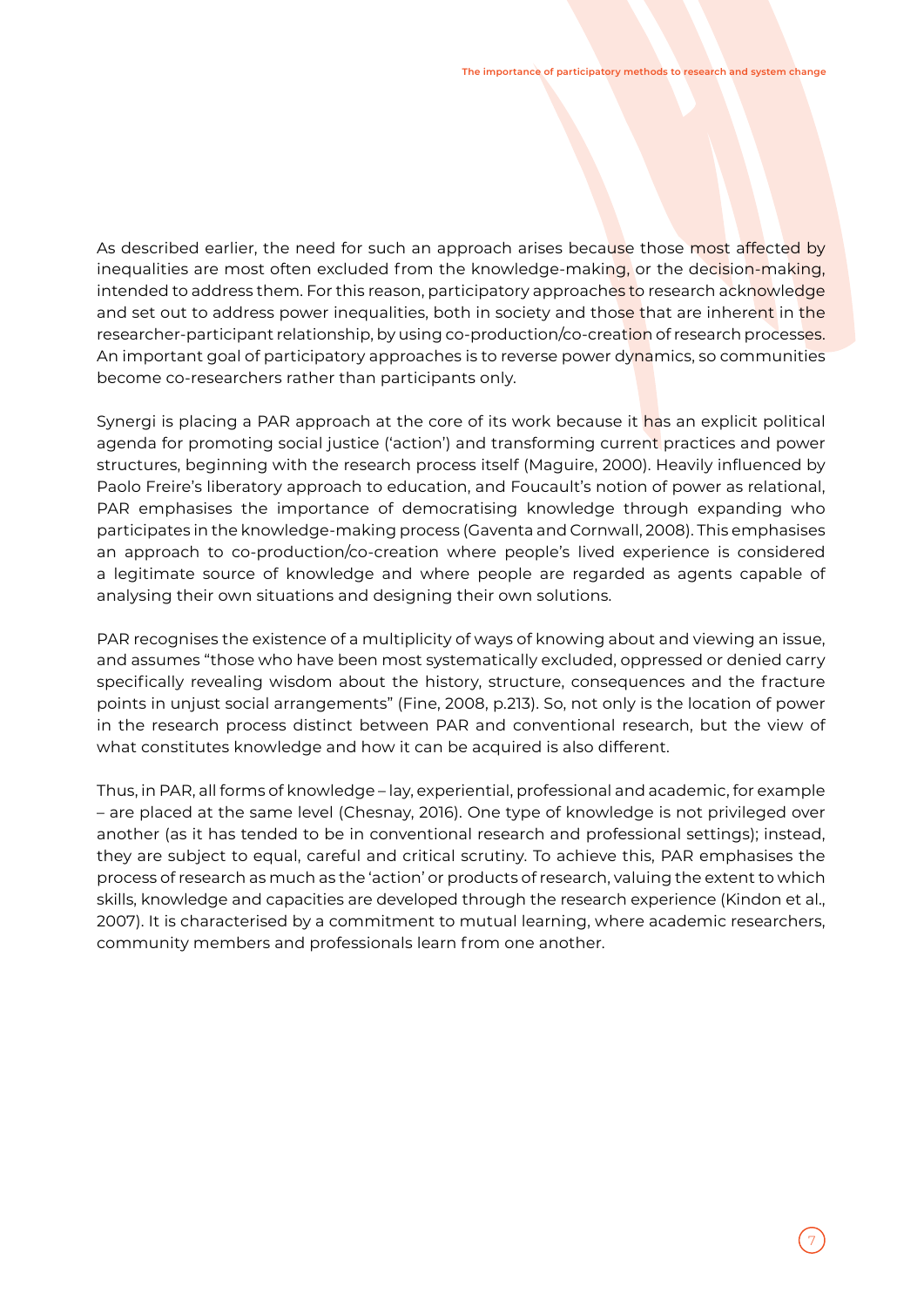As described earlier, the need for such an approach arises because those most affected by inequalities are most often excluded from the knowledge-making, or the decision-making, intended to address them. For this reason, participatory approaches to research acknowledge and set out to address power inequalities, both in society and those that are inherent in the researcher-participant relationship, by using co-production/co-creation of research processes. An important goal of participatory approaches is to reverse power dynamics, so communities become co-researchers rather than participants only.

Synergi is placing a PAR approach at the core of its work because it has an explicit political agenda for promoting social justice ('action') and transforming current practices and power structures, beginning with the research process itself (Maguire, 2000). Heavily influenced by Paolo Freire's liberatory approach to education, and Foucault's notion of power as relational, PAR emphasises the importance of democratising knowledge through expanding who participates in the knowledge-making process (Gaventa and Cornwall, 2008). This emphasises an approach to co-production/co-creation where people's lived experience is considered a legitimate source of knowledge and where people are regarded as agents capable of analysing their own situations and designing their own solutions.

PAR recognises the existence of a multiplicity of ways of knowing about and viewing an issue, and assumes "those who have been most systematically excluded, oppressed or denied carry specifically revealing wisdom about the history, structure, consequences and the fracture points in unjust social arrangements" (Fine, 2008, p.213). So, not only is the location of power in the research process distinct between PAR and conventional research, but the view of what constitutes knowledge and how it can be acquired is also different.

Thus, in PAR, all forms of knowledge – lay, experiential, professional and academic, for example – are placed at the same level (Chesnay, 2016). One type of knowledge is not privileged over another (as it has tended to be in conventional research and professional settings); instead, they are subject to equal, careful and critical scrutiny. To achieve this, PAR emphasises the process of research as much as the 'action' or products of research, valuing the extent to which skills, knowledge and capacities are developed through the research experience (Kindon et al., 2007). It is characterised by a commitment to mutual learning, where academic researchers, community members and professionals learn from one another.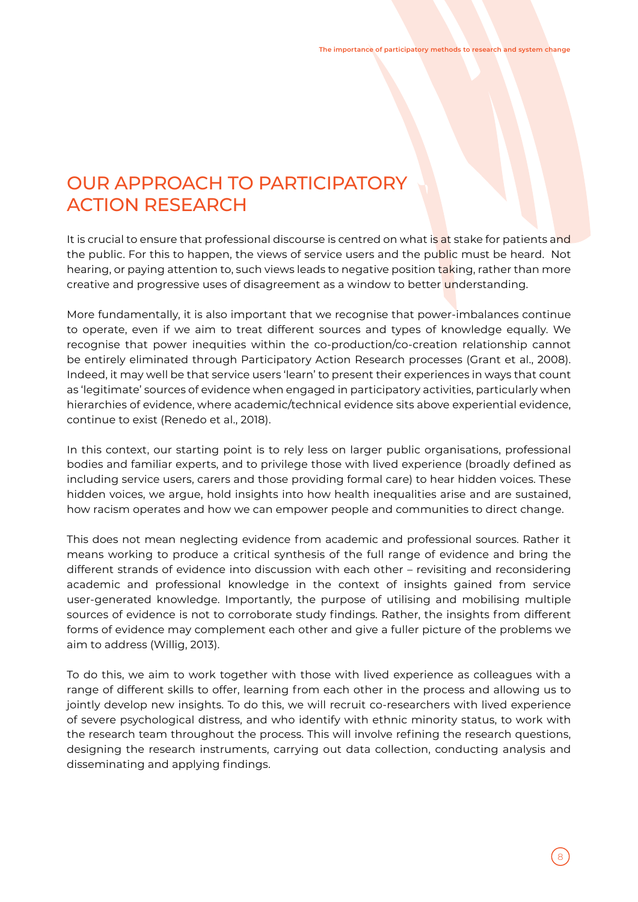# OUR APPROACH TO PARTICIPATORY ACTION RESEARCH

It is crucial to ensure that professional discourse is centred on what is at stake for patients and the public. For this to happen, the views of service users and the public must be heard. Not hearing, or paying attention to, such views leads to negative position taking, rather than more creative and progressive uses of disagreement as a window to better understanding.

More fundamentally, it is also important that we recognise that power-imbalances continue to operate, even if we aim to treat different sources and types of knowledge equally. We recognise that power inequities within the co-production/co-creation relationship cannot be entirely eliminated through Participatory Action Research processes (Grant et al., 2008). Indeed, it may well be that service users 'learn' to present their experiences in ways that count as 'legitimate' sources of evidence when engaged in participatory activities, particularly when hierarchies of evidence, where academic/technical evidence sits above experiential evidence, continue to exist (Renedo et al., 2018).

In this context, our starting point is to rely less on larger public organisations, professional bodies and familiar experts, and to privilege those with lived experience (broadly defined as including service users, carers and those providing formal care) to hear hidden voices. These hidden voices, we argue, hold insights into how health inequalities arise and are sustained, how racism operates and how we can empower people and communities to direct change.

This does not mean neglecting evidence from academic and professional sources. Rather it means working to produce a critical synthesis of the full range of evidence and bring the different strands of evidence into discussion with each other – revisiting and reconsidering academic and professional knowledge in the context of insights gained from service user-generated knowledge. Importantly, the purpose of utilising and mobilising multiple sources of evidence is not to corroborate study findings. Rather, the insights from different forms of evidence may complement each other and give a fuller picture of the problems we aim to address (Willig, 2013).

To do this, we aim to work together with those with lived experience as colleagues with a range of different skills to offer, learning from each other in the process and allowing us to jointly develop new insights. To do this, we will recruit co-researchers with lived experience of severe psychological distress, and who identify with ethnic minority status, to work with the research team throughout the process. This will involve refining the research questions, designing the research instruments, carrying out data collection, conducting analysis and disseminating and applying findings.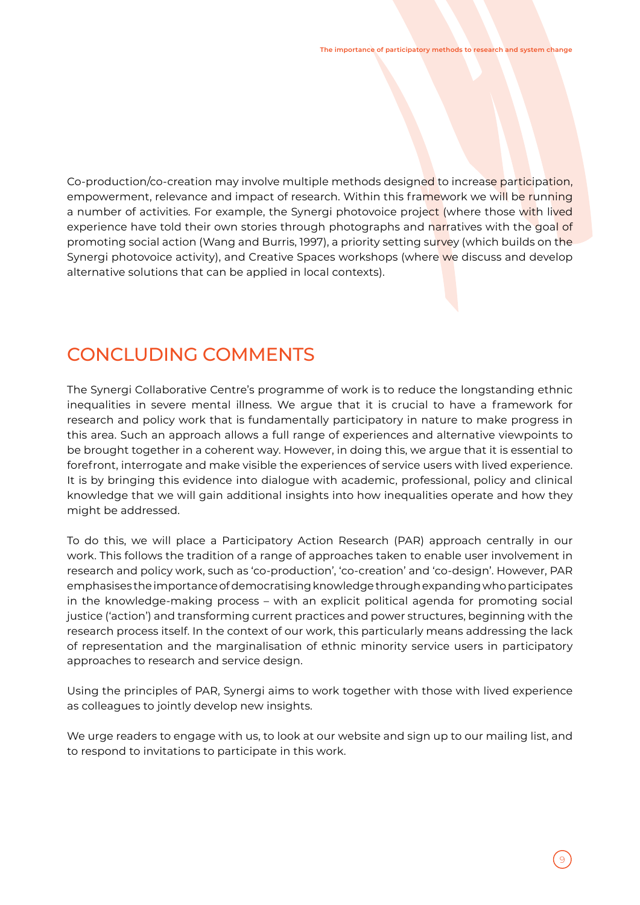Co-production/co-creation may involve multiple methods designed to increase participation, empowerment, relevance and impact of research. Within this framework we will be running a number of activities. For example, the Synergi photovoice project (where those with lived experience have told their own stories through photographs and narratives with the goal of promoting social action (Wang and Burris, 1997), a priority setting survey (which builds on the Synergi photovoice activity), and Creative Spaces workshops (where we discuss and develop alternative solutions that can be applied in local contexts).

## CONCLUDING COMMENTS

The Synergi Collaborative Centre's programme of work is to reduce the longstanding ethnic inequalities in severe mental illness. We argue that it is crucial to have a framework for research and policy work that is fundamentally participatory in nature to make progress in this area. Such an approach allows a full range of experiences and alternative viewpoints to be brought together in a coherent way. However, in doing this, we argue that it is essential to forefront, interrogate and make visible the experiences of service users with lived experience. It is by bringing this evidence into dialogue with academic, professional, policy and clinical knowledge that we will gain additional insights into how inequalities operate and how they might be addressed.

To do this, we will place a Participatory Action Research (PAR) approach centrally in our work. This follows the tradition of a range of approaches taken to enable user involvement in research and policy work, such as 'co-production', 'co-creation' and 'co-design'. However, PAR emphasises the importance of democratising knowledge through expanding who participates in the knowledge-making process – with an explicit political agenda for promoting social justice ('action') and transforming current practices and power structures, beginning with the research process itself. In the context of our work, this particularly means addressing the lack of representation and the marginalisation of ethnic minority service users in participatory approaches to research and service design.

Using the principles of PAR, Synergi aims to work together with those with lived experience as colleagues to jointly develop new insights.

We urge readers to engage with us, to look at our website and sign up to our mailing list, and to respond to invitations to participate in this work.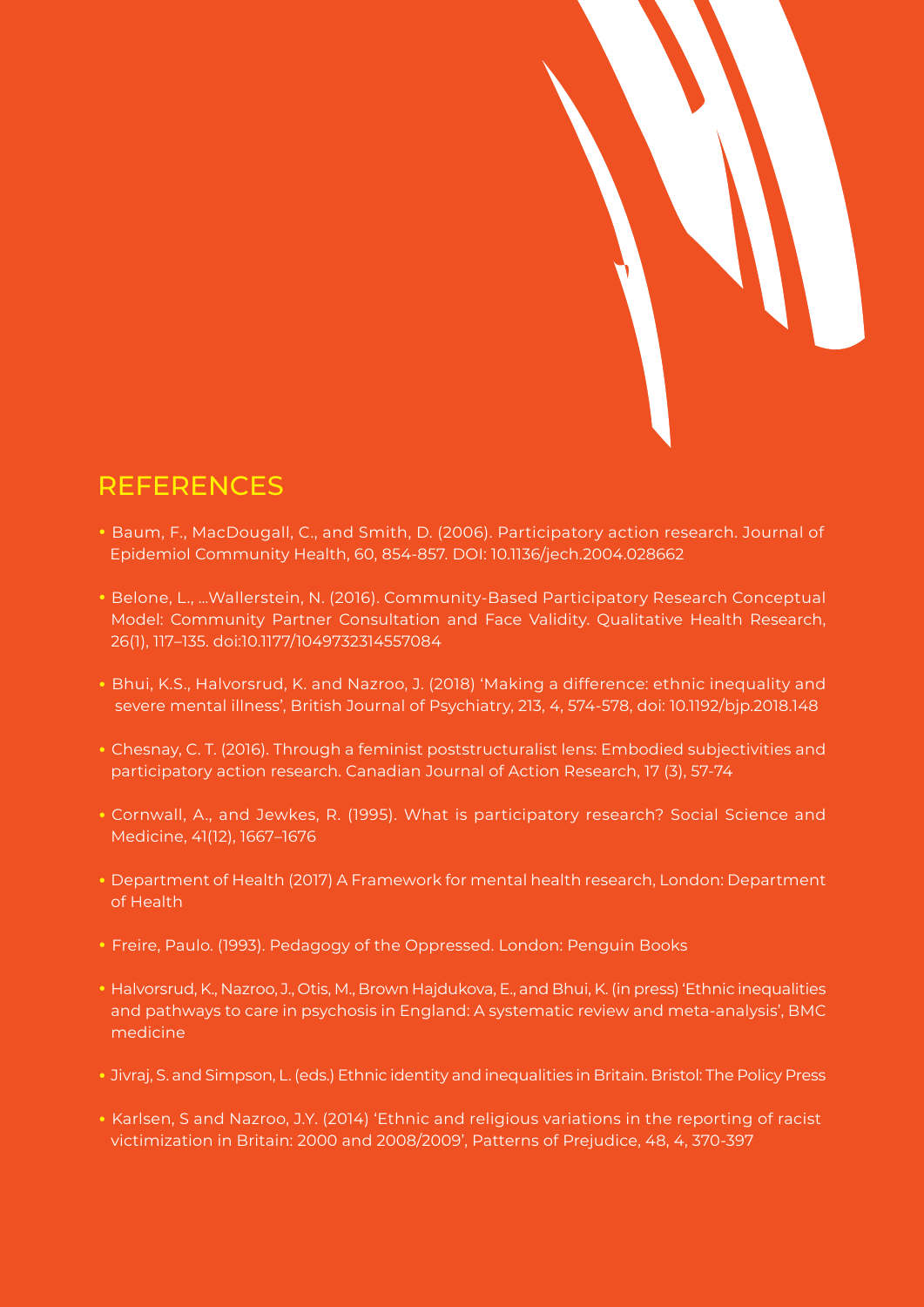## REFERENCES

- Baum, F., MacDougall, C., and Smith, D. (2006). Participatory action research. Journal of Epidemiol Community Health, 60, 854-857. DOI: 10.1136/jech.2004.028662
- Belone, L., ...Wallerstein, N. (2016). Community-Based Participatory Research Conceptual Model: Community Partner Consultation and Face Validity. Qualitative Health Research, 26(1), 117–135. doi:10.1177/1049732314557084
- Bhui, K.S., Halvorsrud, K. and Nazroo, J. (2018) 'Making a difference: ethnic inequality and severe mental illness', British Journal of Psychiatry, 213, 4, 574-578, doi: 10.1192/bjp.2018.148
- Chesnay, C. T. (2016). Through a feminist poststructuralist lens: Embodied subjectivities and participatory action research. Canadian Journal of Action Research, 17 (3), 57-74
- Cornwall, A., and Jewkes, R. (1995). What is participatory research? Social Science and Medicine, 41(12), 1667–1676
- Department of Health (2017) A Framework for mental health research, London: Department of Health
- Freire, Paulo. (1993). Pedagogy of the Oppressed. London: Penguin Books
- Halvorsrud, K., Nazroo, J., Otis, M., Brown Hajdukova, E., and Bhui, K. (in press) 'Ethnic inequalities and pathways to care in psychosis in England: A systematic review and meta-analysis', BMC medicine
- Jivraj, S. and Simpson, L. (eds.) Ethnic identity and inequalities in Britain. Bristol: The Policy Press
- Karlsen, S and Nazroo, J.Y. (2014) 'Ethnic and religious variations in the reporting of racist victimization in Britain: 2000 and 2008/2009', Patterns of Prejudice, 48, 4, 370-397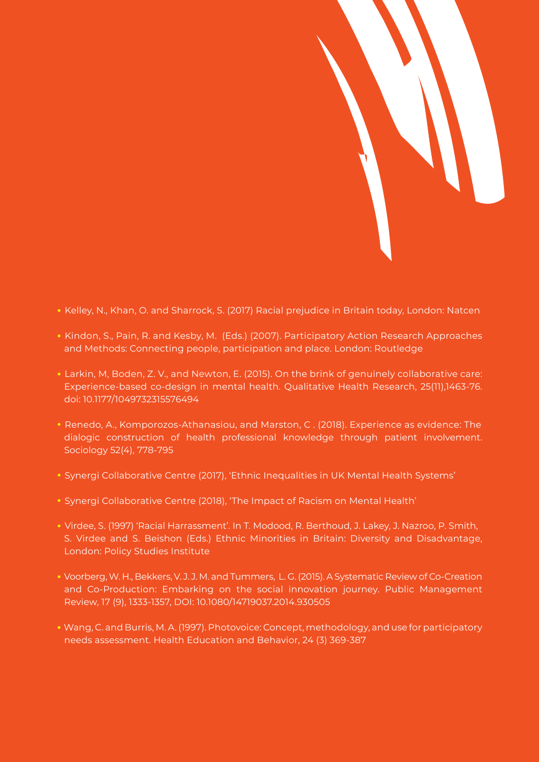- Kelley, N., Khan, O. and Sharrock, S. (2017) Racial prejudice in Britain today, London: Natcen
- Kindon, S., Pain, R. and Kesby, M. (Eds.) (2007). Participatory Action Research Approaches and Methods: Connecting people, participation and place. London: Routledge
- Larkin, M, Boden, Z. V., and Newton, E. (2015). On the brink of genuinely collaborative care: Experience-based co-design in mental health. Qualitative Health Research, 25(11),1463-76. doi: 10.1177/1049732315576494
- Renedo, A., Komporozos-Athanasiou, and Marston, C . (2018). Experience as evidence: The dialogic construction of health professional knowledge through patient involvement. Sociology 52(4), 778-795
- Synergi Collaborative Centre (2017), 'Ethnic Inequalities in UK Mental Health Systems'
- Synergi Collaborative Centre (2018), 'The Impact of Racism on Mental Health'
- Virdee, S. (1997) 'Racial Harrassment'. In T. Modood, R. Berthoud, J. Lakey, J. Nazroo, P. Smith, S. Virdee and S. Beishon (Eds.) Ethnic Minorities in Britain: Diversity and Disadvantage, London: Policy Studies Institute
- Voorberg, W. H., Bekkers, V. J. J. M. and Tummers, L. G. (2015). A Systematic Review of Co-Creation and Co-Production: Embarking on the social innovation journey. Public Management Review, 17 (9), 1333-1357, DOI: 10.1080/14719037.2014.930505
- Wang, C. and Burris, M. A. (1997). Photovoice: Concept, methodology, and use for participatory needs assessment. Health Education and Behavior, 24 (3) 369-387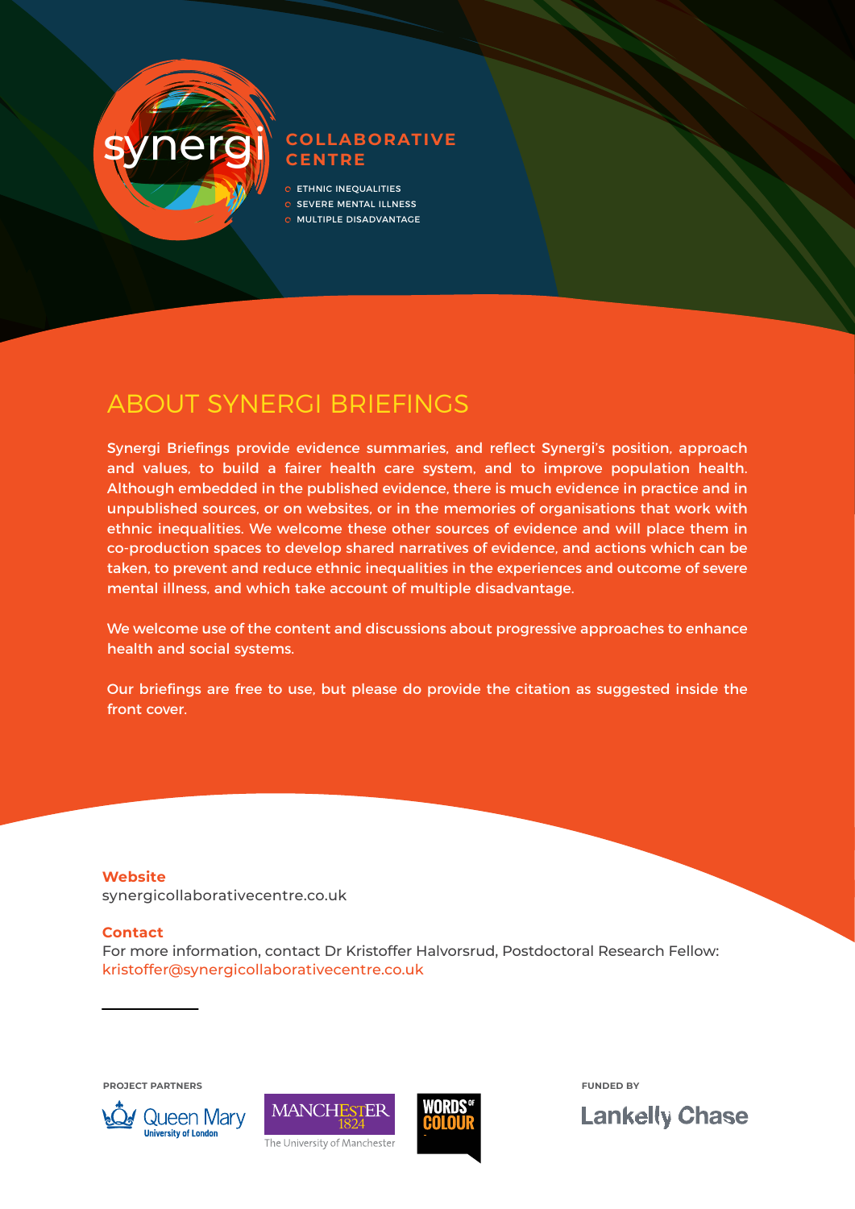synergi

**COLLABORATIVE CENTRE**

- ETHNIC INEQUALITIES
- SEVERE MENTAL ILLNESS
- MULTIPLE DISADVANTAGE

# ABOUT SYNERGI BRIEFINGS

Synergi Briefings provide evidence summaries, and reflect Synergi's position, approach and values, to build a fairer health care system, and to improve population health. Although embedded in the published evidence, there is much evidence in practice and in unpublished sources, or on websites, or in the memories of organisations that work with ethnic inequalities. We welcome these other sources of evidence and will place them in co-production spaces to develop shared narratives of evidence, and actions which can be taken, to prevent and reduce ethnic inequalities in the experiences and outcome of severe mental illness, and which take account of multiple disadvantage.

We welcome use of the content and discussions about progressive approaches to enhance health and social systems.

Our briefings are free to use, but please do provide the citation as suggested inside the front cover.

**Website**
synergicollaborativecentre.co.uk

**Contact**
For more information, contact Dr Kristoffer Halvorsrud, Postdoctoral Research Fellow:
kristoffer@synergicollaborativecentre.co.uk

PROJECT PARTNERS

Queen Mary University of London

MANCHESTER 1824 The University of Manchester

WORDS OF COLOUR

FUNDED BY

Lankelly Chase